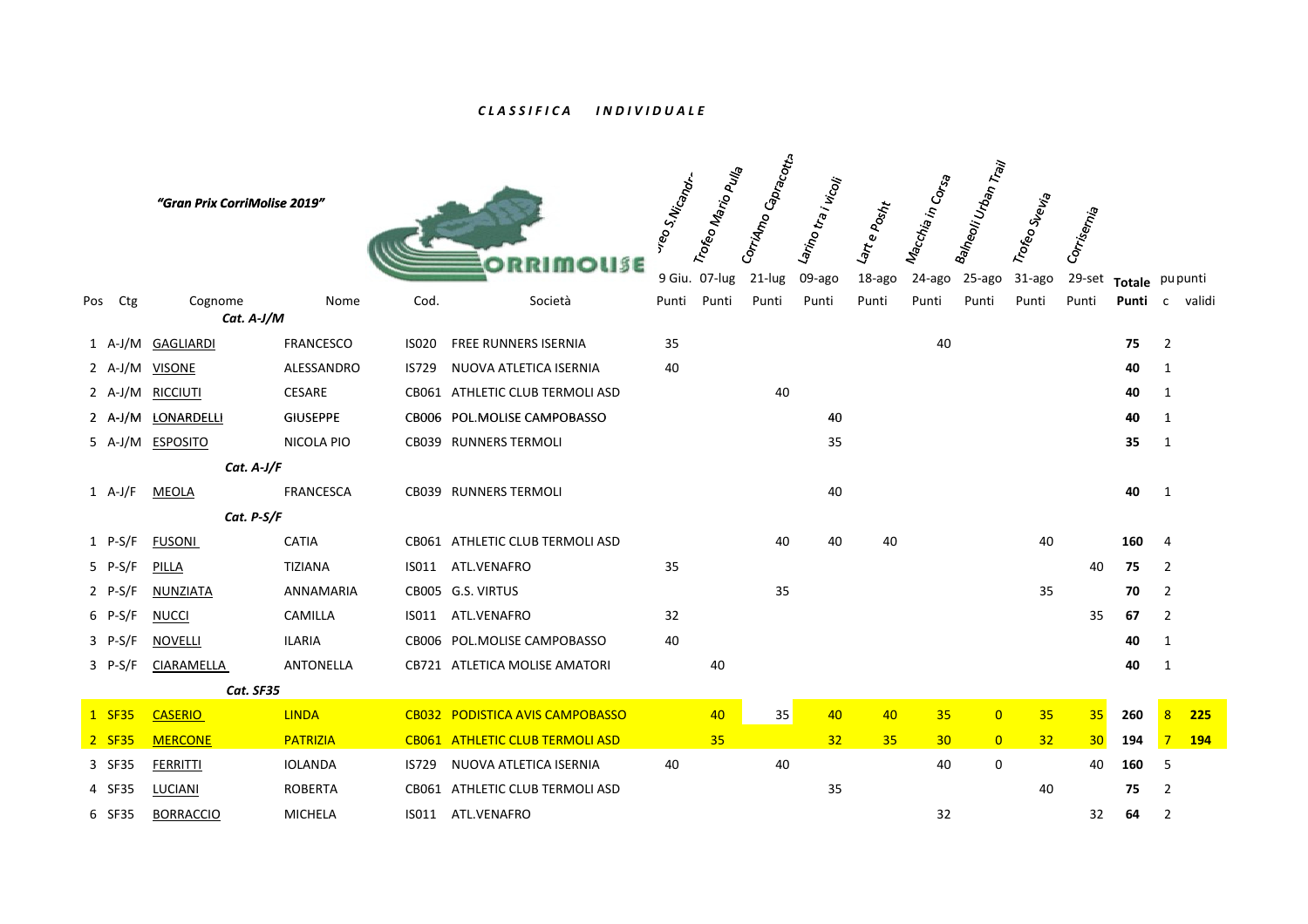***C L A S S I F I C A   I N D I V I D U A L E***

***"Gran Prix CorriMolise 2019"***

ORRIMOLISE

| Pos | Ctg | Cognome | Nome | Cod. | Società | reo S.Nicandro 9 Giu. Punti | Trofeo Mario Pulla 07-lug Punti | CorriAmo Capracotta 21-lug Punti | Larino tra i vicoli 09-ago Punti | Lart e Posht 18-ago Punti | Macchia in Corsa 24-ago Punti | Balneoli Urban Trail 25-ago Punti | Trofeo Svevia 31-ago Punti | Corrisernia 29-set Punti | Totale Punti | pu c | punti validi |
|---|---|---|---|---|---|---|---|---|---|---|---|---|---|---|---|---|---|
| | | ***Cat. A-J/M*** | | | | | | | | | | | | | | | |
| 1 | A-J/M | GAGLIARDI | FRANCESCO | IS020 | FREE RUNNERS ISERNIA | 35 | | | | | 40 | | | | **75** | 2 | |
| 2 | A-J/M | VISONE | ALESSANDRO | IS729 | NUOVA ATLETICA ISERNIA | 40 | | | | | | | | | **40** | 1 | |
| 2 | A-J/M | RICCIUTI | CESARE | CB061 | ATHLETIC CLUB TERMOLI ASD | | | 40 | | | | | | | **40** | 1 | |
| 2 | A-J/M | LONARDELLI | GIUSEPPE | CB006 | POL.MOLISE CAMPOBASSO | | | | 40 | | | | | | **40** | 1 | |
| 5 | A-J/M | ESPOSITO | NICOLA PIO | CB039 | RUNNERS TERMOLI | | | | 35 | | | | | | **35** | 1 | |
| | | ***Cat. A-J/F*** | | | | | | | | | | | | | | | |
| 1 | A-J/F | MEOLA | FRANCESCA | CB039 | RUNNERS TERMOLI | | | | 40 | | | | | | **40** | 1 | |
| | | ***Cat. P-S/F*** | | | | | | | | | | | | | | | |
| 1 | P-S/F | FUSONI | CATIA | CB061 | ATHLETIC CLUB TERMOLI ASD | | | 40 | 40 | 40 | | | 40 | | **160** | 4 | |
| 5 | P-S/F | PILLA | TIZIANA | IS011 | ATL.VENAFRO | 35 | | | | | | | | 40 | **75** | 2 | |
| 2 | P-S/F | NUNZIATA | ANNAMARIA | CB005 | G.S. VIRTUS | | | 35 | | | | | 35 | | **70** | 2 | |
| 6 | P-S/F | NUCCI | CAMILLA | IS011 | ATL.VENAFRO | 32 | | | | | | | | 35 | **67** | 2 | |
| 3 | P-S/F | NOVELLI | ILARIA | CB006 | POL.MOLISE CAMPOBASSO | 40 | | | | | | | | | **40** | 1 | |
| 3 | P-S/F | CIARAMELLA | ANTONELLA | CB721 | ATLETICA MOLISE AMATORI | | 40 | | | | | | | | **40** | 1 | |
| | | ***Cat. SF35*** | | | | | | | | | | | | | | | |
| 1 | SF35 | CASERIO | LINDA | CB032 | PODISTICA AVIS CAMPOBASSO | | 40 | 35 | 40 | 40 | 35 | 0 | 35 | 35 | **260** | 8 | **225** |
| 2 | SF35 | MERCONE | PATRIZIA | CB061 | ATHLETIC CLUB TERMOLI ASD | | 35 | | 32 | 35 | 30 | 0 | 32 | 30 | **194** | 7 | **194** |
| 3 | SF35 | FERRITTI | IOLANDA | IS729 | NUOVA ATLETICA ISERNIA | 40 | | 40 | | | 40 | 0 | | 40 | **160** | 5 | |
| 4 | SF35 | LUCIANI | ROBERTA | CB061 | ATHLETIC CLUB TERMOLI ASD | | | | 35 | | | | 40 | | **75** | 2 | |
| 6 | SF35 | BORRACCIO | MICHELA | IS011 | ATL.VENAFRO | | | | | | 32 | | | 32 | **64** | 2 | |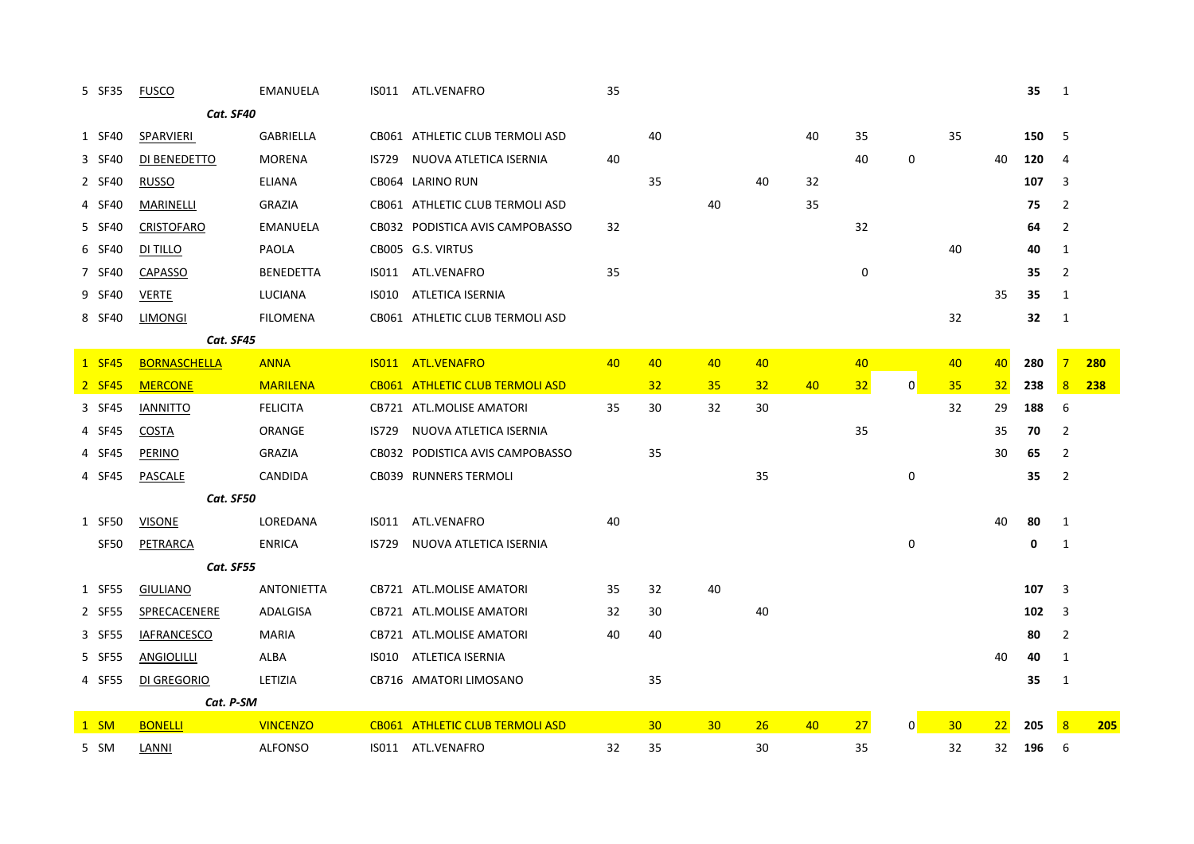| | | | | | | | | | | | | | | | | | |
|---|---|---|---|---|---|---|---|---|---|---|---|---|---|---|---|---|---|
| 5 | SF35 | FUSCO | EMANUELA | IS011 | ATL.VENAFRO | 35 | | | | | | | | | **35** | 1 | |
| | | ***Cat. SF40*** | | | | | | | | | | | | | | | |
| 1 | SF40 | SPARVIERI | GABRIELLA | CB061 | ATHLETIC CLUB TERMOLI ASD | | 40 | | | 40 | 35 | | 35 | | **150** | 5 | |
| 3 | SF40 | DI BENEDETTO | MORENA | IS729 | NUOVA ATLETICA ISERNIA | 40 | | | | | 40 | 0 | | 40 | **120** | 4 | |
| 2 | SF40 | RUSSO | ELIANA | CB064 | LARINO RUN | | 35 | | 40 | 32 | | | | | **107** | 3 | |
| 4 | SF40 | MARINELLI | GRAZIA | CB061 | ATHLETIC CLUB TERMOLI ASD | | | 40 | | 35 | | | | | **75** | 2 | |
| 5 | SF40 | CRISTOFARO | EMANUELA | CB032 | PODISTICA AVIS CAMPOBASSO | 32 | | | | | 32 | | | | **64** | 2 | |
| 6 | SF40 | DI TILLO | PAOLA | CB005 | G.S. VIRTUS | | | | | | | | 40 | | **40** | 1 | |
| 7 | SF40 | CAPASSO | BENEDETTA | IS011 | ATL.VENAFRO | 35 | | | | | 0 | | | | **35** | 2 | |
| 9 | SF40 | VERTE | LUCIANA | IS010 | ATLETICA ISERNIA | | | | | | | | | 35 | **35** | 1 | |
| 8 | SF40 | LIMONGI | FILOMENA | CB061 | ATHLETIC CLUB TERMOLI ASD | | | | | | | | 32 | | **32** | 1 | |
| | | ***Cat. SF45*** | | | | | | | | | | | | | | | |
| 1 | SF45 | BORNASCHELLA | ANNA | IS011 | ATL.VENAFRO | 40 | 40 | 40 | 40 | | 40 | | 40 | 40 | **280** | 7 | **280** |
| 2 | SF45 | MERCONE | MARILENA | CB061 | ATHLETIC CLUB TERMOLI ASD | | 32 | 35 | 32 | 40 | 32 | 0 | 35 | 32 | **238** | 8 | **238** |
| 3 | SF45 | IANNITTO | FELICITA | CB721 | ATL.MOLISE AMATORI | 35 | 30 | 32 | 30 | | | | 32 | 29 | **188** | 6 | |
| 4 | SF45 | COSTA | ORANGE | IS729 | NUOVA ATLETICA ISERNIA | | | | | | 35 | | | 35 | **70** | 2 | |
| 4 | SF45 | PERINO | GRAZIA | CB032 | PODISTICA AVIS CAMPOBASSO | | 35 | | | | | | | 30 | **65** | 2 | |
| 4 | SF45 | PASCALE | CANDIDA | CB039 | RUNNERS TERMOLI | | | | 35 | | | 0 | | | **35** | 2 | |
| | | ***Cat. SF50*** | | | | | | | | | | | | | | | |
| 1 | SF50 | VISONE | LOREDANA | IS011 | ATL.VENAFRO | 40 | | | | | | | | 40 | **80** | 1 | |
| | SF50 | PETRARCA | ENRICA | IS729 | NUOVA ATLETICA ISERNIA | | | | | | | 0 | | | **0** | 1 | |
| | | ***Cat. SF55*** | | | | | | | | | | | | | | | |
| 1 | SF55 | GIULIANO | ANTONIETTA | CB721 | ATL.MOLISE AMATORI | 35 | 32 | 40 | | | | | | | **107** | 3 | |
| 2 | SF55 | SPRECACENERE | ADALGISA | CB721 | ATL.MOLISE AMATORI | 32 | 30 | | 40 | | | | | | **102** | 3 | |
| 3 | SF55 | IAFRANCESCO | MARIA | CB721 | ATL.MOLISE AMATORI | 40 | 40 | | | | | | | | **80** | 2 | |
| 5 | SF55 | ANGIOLILLI | ALBA | IS010 | ATLETICA ISERNIA | | | | | | | | | 40 | **40** | 1 | |
| 4 | SF55 | DI GREGORIO | LETIZIA | CB716 | AMATORI LIMOSANO | | 35 | | | | | | | | **35** | 1 | |
| | | ***Cat. P-SM*** | | | | | | | | | | | | | | | |
| 1 | SM | BONELLI | VINCENZO | CB061 | ATHLETIC CLUB TERMOLI ASD | | 30 | 30 | 26 | 40 | 27 | 0 | 30 | 22 | **205** | 8 | **205** |
| 5 | SM | LANNI | ALFONSO | IS011 | ATL.VENAFRO | 32 | 35 | | 30 | | 35 | | 32 | 32 | **196** | 6 | |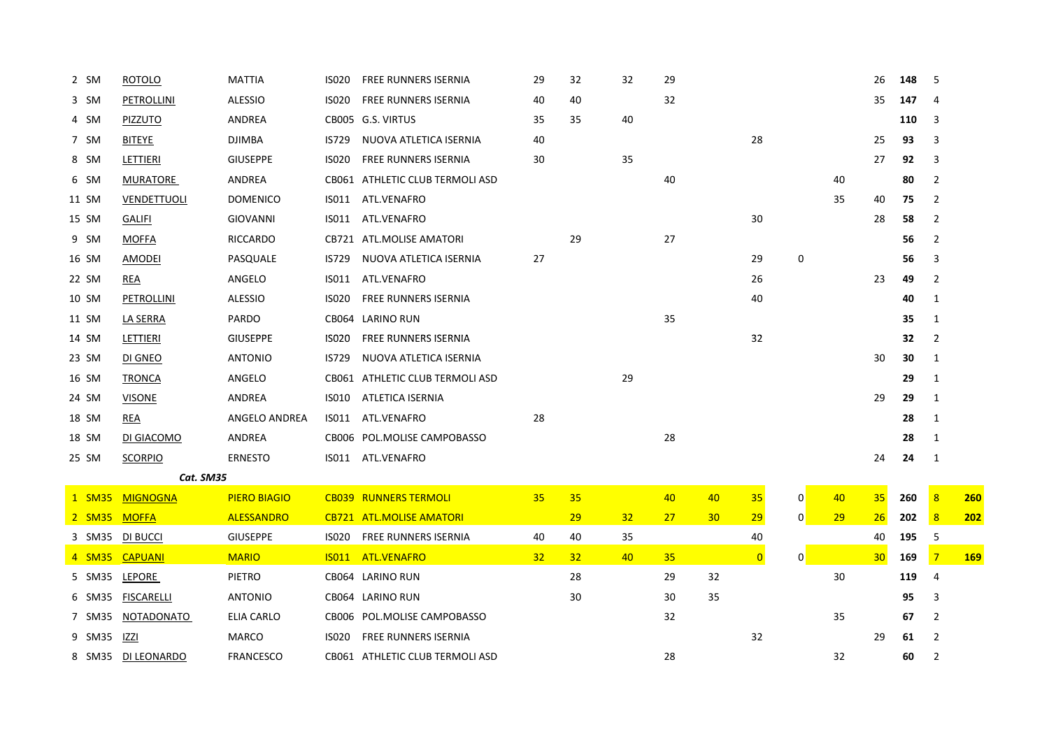| | | | | | | | | | | | | | | | | | |
|---|---|---|---|---|---|---|---|---|---|---|---|---|---|---|---|---|---|
| 2 | SM | ROTOLO | MATTIA | IS020 | FREE RUNNERS ISERNIA | 29 | 32 | 32 | 29 | | | | | 26 | **148** | 5 | |
| 3 | SM | PETROLLINI | ALESSIO | IS020 | FREE RUNNERS ISERNIA | 40 | 40 | | 32 | | | | | 35 | **147** | 4 | |
| 4 | SM | PIZZUTO | ANDREA | CB005 | G.S. VIRTUS | 35 | 35 | 40 | | | | | | | **110** | 3 | |
| 7 | SM | BITEYE | DJIMBA | IS729 | NUOVA ATLETICA ISERNIA | 40 | | | | | 28 | | | 25 | **93** | 3 | |
| 8 | SM | LETTIERI | GIUSEPPE | IS020 | FREE RUNNERS ISERNIA | 30 | | 35 | | | | | | 27 | **92** | 3 | |
| 6 | SM | MURATORE | ANDREA | CB061 | ATHLETIC CLUB TERMOLI ASD | | | | 40 | | | | 40 | | **80** | 2 | |
| 11 | SM | VENDETTUOLI | DOMENICO | IS011 | ATL.VENAFRO | | | | | | | | 35 | 40 | **75** | 2 | |
| 15 | SM | GALIFI | GIOVANNI | IS011 | ATL.VENAFRO | | | | | | 30 | | | 28 | **58** | 2 | |
| 9 | SM | MOFFA | RICCARDO | CB721 | ATL.MOLISE AMATORI | | 29 | | 27 | | | | | | **56** | 2 | |
| 16 | SM | AMODEI | PASQUALE | IS729 | NUOVA ATLETICA ISERNIA | 27 | | | | | 29 | 0 | | | **56** | 3 | |
| 22 | SM | REA | ANGELO | IS011 | ATL.VENAFRO | | | | | | 26 | | | 23 | **49** | 2 | |
| 10 | SM | PETROLLINI | ALESSIO | IS020 | FREE RUNNERS ISERNIA | | | | | | 40 | | | | **40** | 1 | |
| 11 | SM | LA SERRA | PARDO | CB064 | LARINO RUN | | | | 35 | | | | | | **35** | 1 | |
| 14 | SM | LETTIERI | GIUSEPPE | IS020 | FREE RUNNERS ISERNIA | | | | | | 32 | | | | **32** | 2 | |
| 23 | SM | DI GNEO | ANTONIO | IS729 | NUOVA ATLETICA ISERNIA | | | | | | | | | 30 | **30** | 1 | |
| 16 | SM | TRONCA | ANGELO | CB061 | ATHLETIC CLUB TERMOLI ASD | | | 29 | | | | | | | **29** | 1 | |
| 24 | SM | VISONE | ANDREA | IS010 | ATLETICA ISERNIA | | | | | | | | | 29 | **29** | 1 | |
| 18 | SM | REA | ANGELO ANDREA | IS011 | ATL.VENAFRO | 28 | | | | | | | | | **28** | 1 | |
| 18 | SM | DI GIACOMO | ANDREA | CB006 | POL.MOLISE CAMPOBASSO | | | | 28 | | | | | | **28** | 1 | |
| 25 | SM | SCORPIO | ERNESTO | IS011 | ATL.VENAFRO | | | | | | | | | 24 | **24** | 1 | |
| | | ***Cat. SM35*** | | | | | | | | | | | | | | | |
| 1 | SM35 | MIGNOGNA | PIERO BIAGIO | CB039 | RUNNERS TERMOLI | 35 | 35 | | 40 | 40 | 35 | 0 | 40 | 35 | **260** | 8 | **260** |
| 2 | SM35 | MOFFA | ALESSANDRO | CB721 | ATL.MOLISE AMATORI | | 29 | 32 | 27 | 30 | 29 | 0 | 29 | 26 | **202** | 8 | **202** |
| 3 | SM35 | DI BUCCI | GIUSEPPE | IS020 | FREE RUNNERS ISERNIA | 40 | 40 | 35 | | | 40 | | | 40 | **195** | 5 | |
| 4 | SM35 | CAPUANI | MARIO | IS011 | ATL.VENAFRO | 32 | 32 | 40 | 35 | | 0 | 0 | | 30 | **169** | 7 | **169** |
| 5 | SM35 | LEPORE | PIETRO | CB064 | LARINO RUN | | 28 | | 29 | 32 | | | 30 | | **119** | 4 | |
| 6 | SM35 | FISCARELLI | ANTONIO | CB064 | LARINO RUN | | 30 | | 30 | 35 | | | | | **95** | 3 | |
| 7 | SM35 | NOTADONATO | ELIA CARLO | CB006 | POL.MOLISE CAMPOBASSO | | | | 32 | | | | 35 | | **67** | 2 | |
| 9 | SM35 | IZZI | MARCO | IS020 | FREE RUNNERS ISERNIA | | | | | | 32 | | | 29 | **61** | 2 | |
| 8 | SM35 | DI LEONARDO | FRANCESCO | CB061 | ATHLETIC CLUB TERMOLI ASD | | | | 28 | | | | 32 | | **60** | 2 | |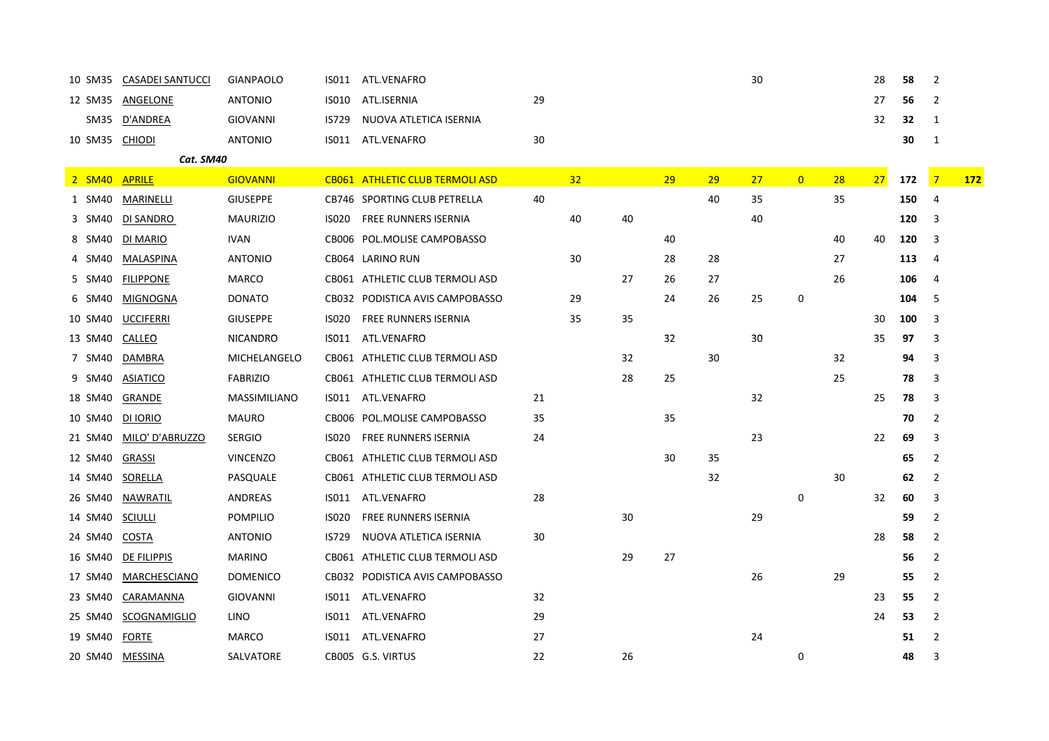|  |  |  |  |  |  |  |  |  |  |  |  |  |  |  |  |  |  |
|---|---|---|---|---|---|---|---|---|---|---|---|---|---|---|---|---|---|
| 10 | SM35 | CASADEI SANTUCCI | GIANPAOLO | IS011 | ATL.VENAFRO |  |  |  |  |  | 30 |  |  | 28 | **58** | 2 |  |
| 12 | SM35 | ANGELONE | ANTONIO | IS010 | ATL.ISERNIA | 29 |  |  |  |  |  |  |  | 27 | **56** | 2 |  |
|  | SM35 | D'ANDREA | GIOVANNI | IS729 | NUOVA ATLETICA ISERNIA |  |  |  |  |  |  |  |  | 32 | **32** | 1 |  |
| 10 | SM35 | CHIODI | ANTONIO | IS011 | ATL.VENAFRO | 30 |  |  |  |  |  |  |  |  | **30** | 1 |  |
|  | ***Cat. SM40*** |  |  |  |  |  |  |  |  |  |  |  |  |  |  |  |  |
| 2 | SM40 | APRILE | GIOVANNI | CB061 | ATHLETIC CLUB TERMOLI ASD |  | 32 |  | 29 | 29 | 27 | 0 | 28 | 27 | **172** | 7 | **172** |
| 1 | SM40 | MARINELLI | GIUSEPPE | CB746 | SPORTING CLUB PETRELLA | 40 |  |  |  | 40 | 35 |  | 35 |  | **150** | 4 |  |
| 3 | SM40 | DI SANDRO | MAURIZIO | IS020 | FREE RUNNERS ISERNIA |  | 40 | 40 |  |  | 40 |  |  |  | **120** | 3 |  |
| 8 | SM40 | DI MARIO | IVAN | CB006 | POL.MOLISE CAMPOBASSO |  |  |  | 40 |  |  |  | 40 | 40 | **120** | 3 |  |
| 4 | SM40 | MALASPINA | ANTONIO | CB064 | LARINO RUN |  | 30 |  | 28 | 28 |  |  | 27 |  | **113** | 4 |  |
| 5 | SM40 | FILIPPONE | MARCO | CB061 | ATHLETIC CLUB TERMOLI ASD |  |  | 27 | 26 | 27 |  |  | 26 |  | **106** | 4 |  |
| 6 | SM40 | MIGNOGNA | DONATO | CB032 | PODISTICA AVIS CAMPOBASSO |  | 29 |  | 24 | 26 | 25 | 0 |  |  | **104** | 5 |  |
| 10 | SM40 | UCCIFERRI | GIUSEPPE | IS020 | FREE RUNNERS ISERNIA |  | 35 | 35 |  |  |  |  |  | 30 | **100** | 3 |  |
| 13 | SM40 | CALLEO | NICANDRO | IS011 | ATL.VENAFRO |  |  |  | 32 |  | 30 |  |  | 35 | **97** | 3 |  |
| 7 | SM40 | DAMBRA | MICHELANGELO | CB061 | ATHLETIC CLUB TERMOLI ASD |  |  | 32 |  | 30 |  |  | 32 |  | **94** | 3 |  |
| 9 | SM40 | ASIATICO | FABRIZIO | CB061 | ATHLETIC CLUB TERMOLI ASD |  |  | 28 | 25 |  |  |  | 25 |  | **78** | 3 |  |
| 18 | SM40 | GRANDE | MASSIMILIANO | IS011 | ATL.VENAFRO | 21 |  |  |  |  | 32 |  |  | 25 | **78** | 3 |  |
| 10 | SM40 | DI IORIO | MAURO | CB006 | POL.MOLISE CAMPOBASSO | 35 |  |  | 35 |  |  |  |  |  | **70** | 2 |  |
| 21 | SM40 | MILO' D'ABRUZZO | SERGIO | IS020 | FREE RUNNERS ISERNIA | 24 |  |  |  |  | 23 |  |  | 22 | **69** | 3 |  |
| 12 | SM40 | GRASSI | VINCENZO | CB061 | ATHLETIC CLUB TERMOLI ASD |  |  |  | 30 | 35 |  |  |  |  | **65** | 2 |  |
| 14 | SM40 | SORELLA | PASQUALE | CB061 | ATHLETIC CLUB TERMOLI ASD |  |  |  |  | 32 |  |  | 30 |  | **62** | 2 |  |
| 26 | SM40 | NAWRATIL | ANDREAS | IS011 | ATL.VENAFRO | 28 |  |  |  |  |  | 0 |  | 32 | **60** | 3 |  |
| 14 | SM40 | SCIULLI | POMPILIO | IS020 | FREE RUNNERS ISERNIA |  |  | 30 |  |  | 29 |  |  |  | **59** | 2 |  |
| 24 | SM40 | COSTA | ANTONIO | IS729 | NUOVA ATLETICA ISERNIA | 30 |  |  |  |  |  |  |  | 28 | **58** | 2 |  |
| 16 | SM40 | DE FILIPPIS | MARINO | CB061 | ATHLETIC CLUB TERMOLI ASD |  |  | 29 | 27 |  |  |  |  |  | **56** | 2 |  |
| 17 | SM40 | MARCHESCIANO | DOMENICO | CB032 | PODISTICA AVIS CAMPOBASSO |  |  |  |  |  | 26 |  | 29 |  | **55** | 2 |  |
| 23 | SM40 | CARAMANNA | GIOVANNI | IS011 | ATL.VENAFRO | 32 |  |  |  |  |  |  |  | 23 | **55** | 2 |  |
| 25 | SM40 | SCOGNAMIGLIO | LINO | IS011 | ATL.VENAFRO | 29 |  |  |  |  |  |  |  | 24 | **53** | 2 |  |
| 19 | SM40 | FORTE | MARCO | IS011 | ATL.VENAFRO | 27 |  |  |  |  | 24 |  |  |  | **51** | 2 |  |
| 20 | SM40 | MESSINA | SALVATORE | CB005 | G.S. VIRTUS | 22 |  | 26 |  |  |  | 0 |  |  | **48** | 3 |  |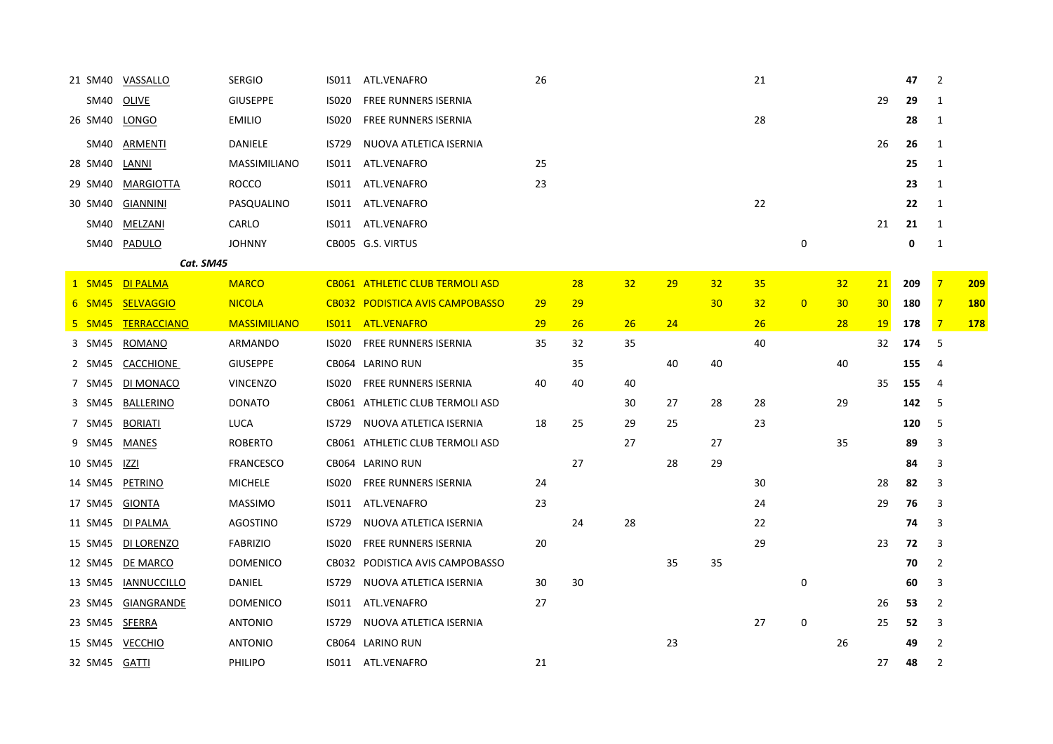| | | | | | | | | | | | | | | | | | |
|---|---|---|---|---|---|---|---|---|---|---|---|---|---|---|---|---|---|
| 21 | SM40 | VASSALLO | SERGIO | IS011 | ATL.VENAFRO | 26 | | | | | 21 | | | | **47** | 2 | |
| | SM40 | OLIVE | GIUSEPPE | IS020 | FREE RUNNERS ISERNIA | | | | | | | | | 29 | **29** | 1 | |
| 26 | SM40 | LONGO | EMILIO | IS020 | FREE RUNNERS ISERNIA | | | | | | 28 | | | | **28** | 1 | |
| | SM40 | ARMENTI | DANIELE | IS729 | NUOVA ATLETICA ISERNIA | | | | | | | | | 26 | **26** | 1 | |
| 28 | SM40 | LANNI | MASSIMILIANO | IS011 | ATL.VENAFRO | 25 | | | | | | | | | **25** | 1 | |
| 29 | SM40 | MARGIOTTA | ROCCO | IS011 | ATL.VENAFRO | 23 | | | | | | | | | **23** | 1 | |
| 30 | SM40 | GIANNINI | PASQUALINO | IS011 | ATL.VENAFRO | | | | | | 22 | | | | **22** | 1 | |
| | SM40 | MELZANI | CARLO | IS011 | ATL.VENAFRO | | | | | | | | | 21 | **21** | 1 | |
| | SM40 | PADULO | JOHNNY | CB005 | G.S. VIRTUS | | | | | | | 0 | | | **0** | 1 | |
| | | *Cat. SM45* | | | | | | | | | | | | | | | |
| 1 | SM45 | DI PALMA | MARCO | CB061 | ATHLETIC CLUB TERMOLI ASD | | 28 | 32 | 29 | 32 | 35 | | 32 | 21 | **209** | 7 | **209** |
| 6 | SM45 | SELVAGGIO | NICOLA | CB032 | PODISTICA AVIS CAMPOBASSO | 29 | 29 | | | 30 | 32 | 0 | 30 | 30 | **180** | 7 | **180** |
| 5 | SM45 | TERRACCIANO | MASSIMILIANO | IS011 | ATL.VENAFRO | 29 | 26 | 26 | 24 | | 26 | | 28 | 19 | **178** | 7 | **178** |
| 3 | SM45 | ROMANO | ARMANDO | IS020 | FREE RUNNERS ISERNIA | 35 | 32 | 35 | | | 40 | | | 32 | **174** | 5 | |
| 2 | SM45 | CACCHIONE | GIUSEPPE | CB064 | LARINO RUN | | 35 | | 40 | 40 | | | 40 | | **155** | 4 | |
| 7 | SM45 | DI MONACO | VINCENZO | IS020 | FREE RUNNERS ISERNIA | 40 | 40 | 40 | | | | | | 35 | **155** | 4 | |
| 3 | SM45 | BALLERINO | DONATO | CB061 | ATHLETIC CLUB TERMOLI ASD | | | 30 | 27 | 28 | 28 | | 29 | | **142** | 5 | |
| 7 | SM45 | BORIATI | LUCA | IS729 | NUOVA ATLETICA ISERNIA | 18 | 25 | 29 | 25 | | 23 | | | | **120** | 5 | |
| 9 | SM45 | MANES | ROBERTO | CB061 | ATHLETIC CLUB TERMOLI ASD | | | 27 | | 27 | | | 35 | | **89** | 3 | |
| 10 | SM45 | IZZI | FRANCESCO | CB064 | LARINO RUN | | 27 | | 28 | 29 | | | | | **84** | 3 | |
| 14 | SM45 | PETRINO | MICHELE | IS020 | FREE RUNNERS ISERNIA | 24 | | | | | 30 | | | 28 | **82** | 3 | |
| 17 | SM45 | GIONTA | MASSIMO | IS011 | ATL.VENAFRO | 23 | | | | | 24 | | | 29 | **76** | 3 | |
| 11 | SM45 | DI PALMA | AGOSTINO | IS729 | NUOVA ATLETICA ISERNIA | | 24 | 28 | | | 22 | | | | **74** | 3 | |
| 15 | SM45 | DI LORENZO | FABRIZIO | IS020 | FREE RUNNERS ISERNIA | 20 | | | | | 29 | | | 23 | **72** | 3 | |
| 12 | SM45 | DE MARCO | DOMENICO | CB032 | PODISTICA AVIS CAMPOBASSO | | | | 35 | 35 | | | | | **70** | 2 | |
| 13 | SM45 | IANNUCCILLO | DANIEL | IS729 | NUOVA ATLETICA ISERNIA | 30 | 30 | | | | | 0 | | | **60** | 3 | |
| 23 | SM45 | GIANGRANDE | DOMENICO | IS011 | ATL.VENAFRO | 27 | | | | | | | | 26 | **53** | 2 | |
| 23 | SM45 | SFERRA | ANTONIO | IS729 | NUOVA ATLETICA ISERNIA | | | | | | 27 | 0 | | 25 | **52** | 3 | |
| 15 | SM45 | VECCHIO | ANTONIO | CB064 | LARINO RUN | | | | 23 | | | | 26 | | **49** | 2 | |
| 32 | SM45 | GATTI | PHILIPO | IS011 | ATL.VENAFRO | 21 | | | | | | | | 27 | **48** | 2 | |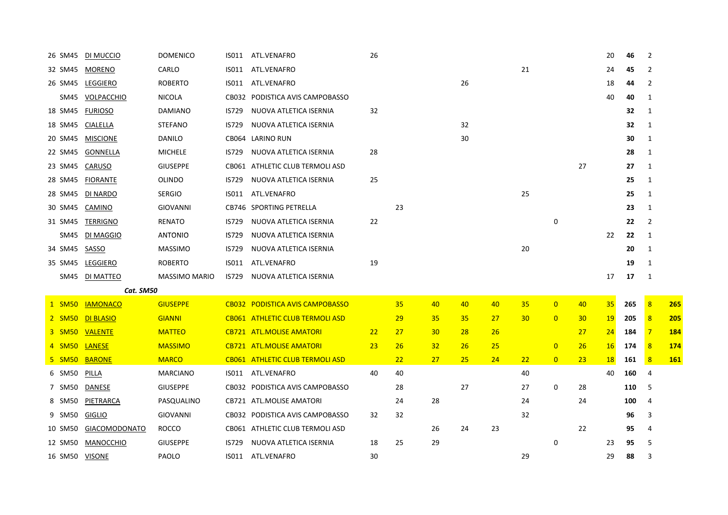| | | | | | | | | | | | | | | | | | |
|---|---|---|---|---|---|---|---|---|---|---|---|---|---|---|---|---|---|
| 26 | SM45 | DI MUCCIO | DOMENICO | IS011 | ATL.VENAFRO | 26 | | | | | | | | 20 | **46** | 2 | |
| 32 | SM45 | MORENO | CARLO | IS011 | ATL.VENAFRO | | | | | | 21 | | | 24 | **45** | 2 | |
| 26 | SM45 | LEGGIERO | ROBERTO | IS011 | ATL.VENAFRO | | | | 26 | | | | | 18 | **44** | 2 | |
| | SM45 | VOLPACCHIO | NICOLA | CB032 | PODISTICA AVIS CAMPOBASSO | | | | | | | | | 40 | **40** | 1 | |
| 18 | SM45 | FURIOSO | DAMIANO | IS729 | NUOVA ATLETICA ISERNIA | 32 | | | | | | | | | **32** | 1 | |
| 18 | SM45 | CIALELLA | STEFANO | IS729 | NUOVA ATLETICA ISERNIA | | | | 32 | | | | | | **32** | 1 | |
| 20 | SM45 | MISCIONE | DANILO | CB064 | LARINO RUN | | | | 30 | | | | | | **30** | 1 | |
| 22 | SM45 | GONNELLA | MICHELE | IS729 | NUOVA ATLETICA ISERNIA | 28 | | | | | | | | | **28** | 1 | |
| 23 | SM45 | CARUSO | GIUSEPPE | CB061 | ATHLETIC CLUB TERMOLI ASD | | | | | | | | 27 | | **27** | 1 | |
| 28 | SM45 | FIORANTE | OLINDO | IS729 | NUOVA ATLETICA ISERNIA | 25 | | | | | | | | | **25** | 1 | |
| 28 | SM45 | DI NARDO | SERGIO | IS011 | ATL.VENAFRO | | | | | | 25 | | | | **25** | 1 | |
| 30 | SM45 | CAMINO | GIOVANNI | CB746 | SPORTING PETRELLA | | 23 | | | | | | | | **23** | 1 | |
| 31 | SM45 | TERRIGNO | RENATO | IS729 | NUOVA ATLETICA ISERNIA | 22 | | | | | | 0 | | | **22** | 2 | |
| | SM45 | DI MAGGIO | ANTONIO | IS729 | NUOVA ATLETICA ISERNIA | | | | | | | | | 22 | **22** | 1 | |
| 34 | SM45 | SASSO | MASSIMO | IS729 | NUOVA ATLETICA ISERNIA | | | | | | 20 | | | | **20** | 1 | |
| 35 | SM45 | LEGGIERO | ROBERTO | IS011 | ATL.VENAFRO | 19 | | | | | | | | | **19** | 1 | |
| | SM45 | DI MATTEO | MASSIMO MARIO | IS729 | NUOVA ATLETICA ISERNIA | | | | | | | | | 17 | **17** | 1 | |
| | | ***Cat. SM50*** | | | | | | | | | | | | | | | |
| 1 | SM50 | IAMONACO | GIUSEPPE | CB032 | PODISTICA AVIS CAMPOBASSO | | 35 | 40 | 40 | 40 | 35 | 0 | 40 | 35 | **265** | 8 | **265** |
| 2 | SM50 | DI BLASIO | GIANNI | CB061 | ATHLETIC CLUB TERMOLI ASD | | 29 | 35 | 35 | 27 | 30 | 0 | 30 | 19 | **205** | 8 | **205** |
| 3 | SM50 | VALENTE | MATTEO | CB721 | ATL.MOLISE AMATORI | 22 | 27 | 30 | 28 | 26 | | | 27 | 24 | **184** | 7 | **184** |
| 4 | SM50 | LANESE | MASSIMO | CB721 | ATL.MOLISE AMATORI | 23 | 26 | 32 | 26 | 25 | | 0 | 26 | 16 | **174** | 8 | **174** |
| 5 | SM50 | BARONE | MARCO | CB061 | ATHLETIC CLUB TERMOLI ASD | | 22 | 27 | 25 | 24 | 22 | 0 | 23 | 18 | **161** | 8 | **161** |
| 6 | SM50 | PILLA | MARCIANO | IS011 | ATL.VENAFRO | 40 | 40 | | | | 40 | | | 40 | **160** | 4 | |
| 7 | SM50 | DANESE | GIUSEPPE | CB032 | PODISTICA AVIS CAMPOBASSO | | 28 | | 27 | | 27 | 0 | 28 | | **110** | 5 | |
| 8 | SM50 | PIETRARCA | PASQUALINO | CB721 | ATL.MOLISE AMATORI | | 24 | 28 | | | 24 | | 24 | | **100** | 4 | |
| 9 | SM50 | GIGLIO | GIOVANNI | CB032 | PODISTICA AVIS CAMPOBASSO | 32 | 32 | | | | 32 | | | | **96** | 3 | |
| 10 | SM50 | GIACOMODONATO | ROCCO | CB061 | ATHLETIC CLUB TERMOLI ASD | | | 26 | 24 | 23 | | | 22 | | **95** | 4 | |
| 12 | SM50 | MANOCCHIO | GIUSEPPE | IS729 | NUOVA ATLETICA ISERNIA | 18 | 25 | 29 | | | | 0 | | 23 | **95** | 5 | |
| 16 | SM50 | VISONE | PAOLO | IS011 | ATL.VENAFRO | 30 | | | | | 29 | | | 29 | **88** | 3 | |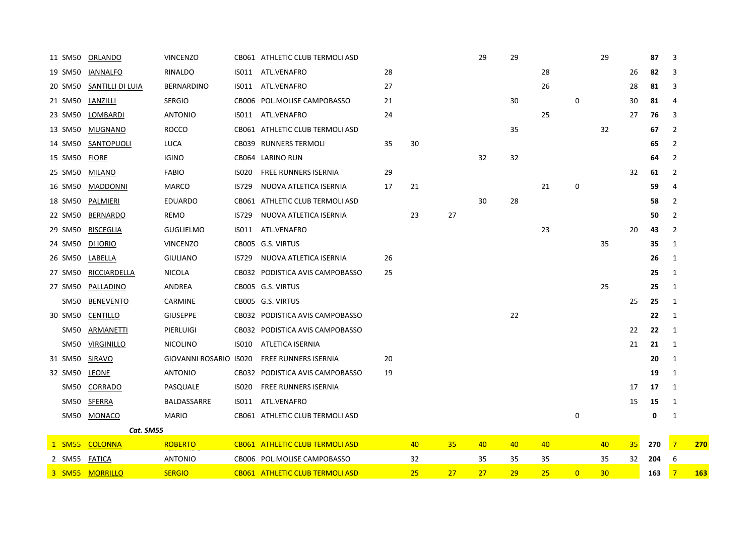| | | | | | | | | | | | | | | | | | |
|---|---|---|---|---|---|---|---|---|---|---|---|---|---|---|---|---|---|
| 11 | SM50 | ORLANDO | VINCENZO | CB061 | ATHLETIC CLUB TERMOLI ASD | | | | 29 | 29 | | | 29 | | **87** | 3 | |
| 19 | SM50 | IANNALFO | RINALDO | IS011 | ATL.VENAFRO | 28 | | | | | 28 | | | 26 | **82** | 3 | |
| 20 | SM50 | SANTILLI DI LUIA | BERNARDINO | IS011 | ATL.VENAFRO | 27 | | | | | 26 | | | 28 | **81** | 3 | |
| 21 | SM50 | LANZILLI | SERGIO | CB006 | POL.MOLISE CAMPOBASSO | 21 | | | | 30 | | 0 | | 30 | **81** | 4 | |
| 23 | SM50 | LOMBARDI | ANTONIO | IS011 | ATL.VENAFRO | 24 | | | | | 25 | | | 27 | **76** | 3 | |
| 13 | SM50 | MUGNANO | ROCCO | CB061 | ATHLETIC CLUB TERMOLI ASD | | | | | 35 | | | 32 | | **67** | 2 | |
| 14 | SM50 | SANTOPUOLI | LUCA | CB039 | RUNNERS TERMOLI | 35 | 30 | | | | | | | | **65** | 2 | |
| 15 | SM50 | FIORE | IGINO | CB064 | LARINO RUN | | | | 32 | 32 | | | | | **64** | 2 | |
| 25 | SM50 | MILANO | FABIO | IS020 | FREE RUNNERS ISERNIA | 29 | | | | | | | | 32 | **61** | 2 | |
| 16 | SM50 | MADDONNI | MARCO | IS729 | NUOVA ATLETICA ISERNIA | 17 | 21 | | | | 21 | 0 | | | **59** | 4 | |
| 18 | SM50 | PALMIERI | EDUARDO | CB061 | ATHLETIC CLUB TERMOLI ASD | | | | 30 | 28 | | | | | **58** | 2 | |
| 22 | SM50 | BERNARDO | REMO | IS729 | NUOVA ATLETICA ISERNIA | | 23 | 27 | | | | | | | **50** | 2 | |
| 29 | SM50 | BISCEGLIA | GUGLIELMO | IS011 | ATL.VENAFRO | | | | | | 23 | | | 20 | **43** | 2 | |
| 24 | SM50 | DI IORIO | VINCENZO | CB005 | G.S. VIRTUS | | | | | | | | 35 | | **35** | 1 | |
| 26 | SM50 | LABELLA | GIULIANO | IS729 | NUOVA ATLETICA ISERNIA | 26 | | | | | | | | | **26** | 1 | |
| 27 | SM50 | RICCIARDELLA | NICOLA | CB032 | PODISTICA AVIS CAMPOBASSO | 25 | | | | | | | | | **25** | 1 | |
| 27 | SM50 | PALLADINO | ANDREA | CB005 | G.S. VIRTUS | | | | | | | | 25 | | **25** | 1 | |
| | SM50 | BENEVENTO | CARMINE | CB005 | G.S. VIRTUS | | | | | | | | | 25 | **25** | 1 | |
| 30 | SM50 | CENTILLO | GIUSEPPE | CB032 | PODISTICA AVIS CAMPOBASSO | | | | | 22 | | | | | **22** | 1 | |
| | SM50 | ARMANETTI | PIERLUIGI | CB032 | PODISTICA AVIS CAMPOBASSO | | | | | | | | | 22 | **22** | 1 | |
| | SM50 | VIRGINILLO | NICOLINO | IS010 | ATLETICA ISERNIA | | | | | | | | | 21 | **21** | 1 | |
| 31 | SM50 | SIRAVO | GIOVANNI ROSARIO | IS020 | FREE RUNNERS ISERNIA | 20 | | | | | | | | | **20** | 1 | |
| 32 | SM50 | LEONE | ANTONIO | CB032 | PODISTICA AVIS CAMPOBASSO | 19 | | | | | | | | | **19** | 1 | |
| | SM50 | CORRADO | PASQUALE | IS020 | FREE RUNNERS ISERNIA | | | | | | | | | 17 | **17** | 1 | |
| | SM50 | SFERRA | BALDASSARRE | IS011 | ATL.VENAFRO | | | | | | | | | 15 | **15** | 1 | |
| | SM50 | MONACO | MARIO | CB061 | ATHLETIC CLUB TERMOLI ASD | | | | | | | 0 | | | **0** | 1 | |
| | | ***Cat. SM55*** | | | | | | | | | | | | | | | |
| 1 | SM55 | COLONNA | ROBERTO | CB061 | ATHLETIC CLUB TERMOLI ASD | | 40 | 35 | 40 | 40 | 40 | | 40 | 35 | **270** | 7 | **270** |
| 2 | SM55 | FATICA | ANTONIO | CB006 | POL.MOLISE CAMPOBASSO | | 32 | | 35 | 35 | 35 | | 35 | 32 | **204** | 6 | |
| 3 | SM55 | MORRILLO | SERGIO | CB061 | ATHLETIC CLUB TERMOLI ASD | | 25 | 27 | 27 | 29 | 25 | 0 | 30 | | **163** | 7 | **163** |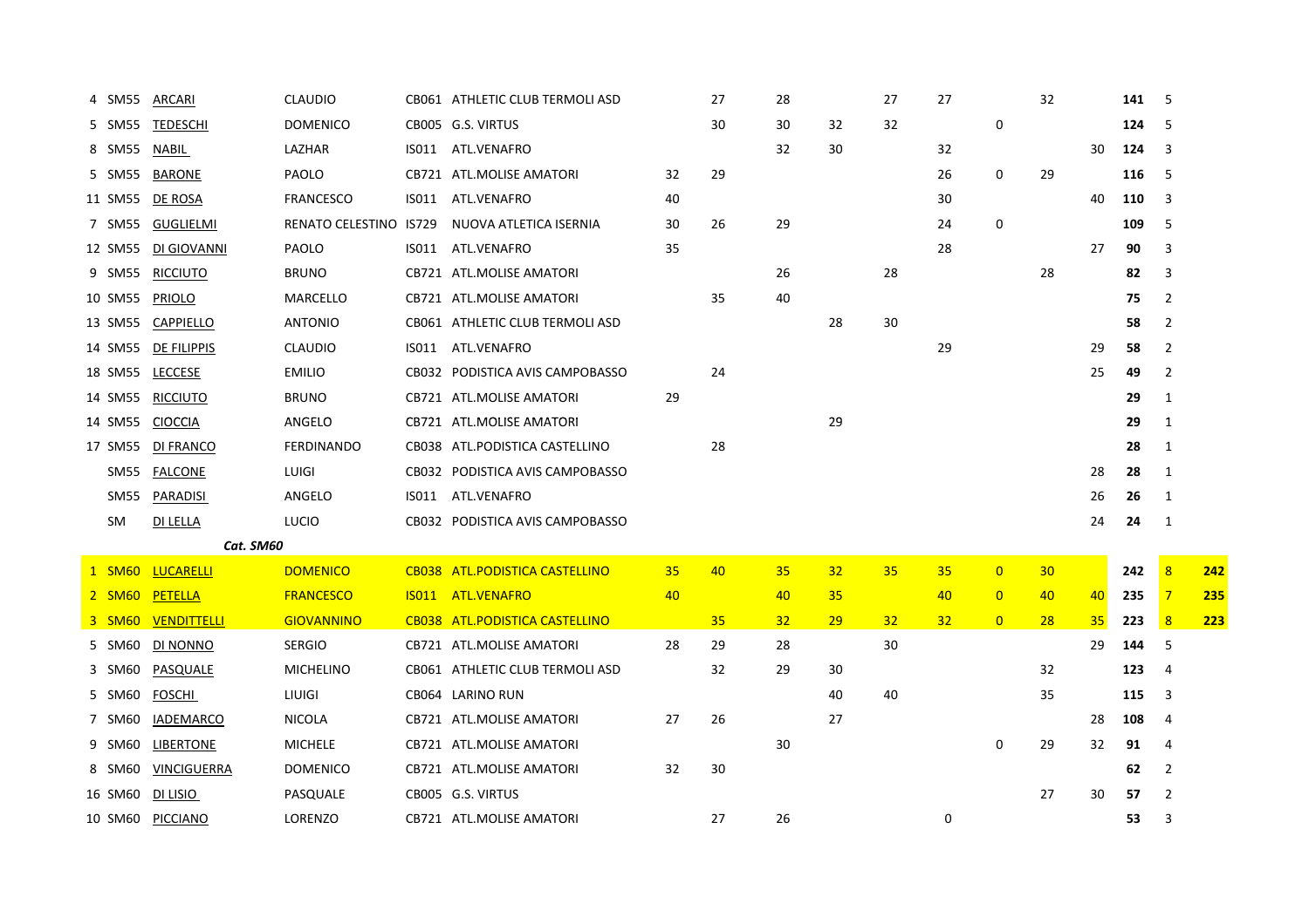| | | | | | | | | | | | | | | | | | |
|---|---|---|---|---|---|---|---|---|---|---|---|---|---|---|---|---|---|
| 4 | SM55 | ARCARI | CLAUDIO | CB061 | ATHLETIC CLUB TERMOLI ASD | | 27 | 28 | | 27 | 27 | | 32 | | **141** | 5 | |
| 5 | SM55 | TEDESCHI | DOMENICO | CB005 | G.S. VIRTUS | | 30 | 30 | 32 | 32 | | 0 | | | **124** | 5 | |
| 8 | SM55 | NABIL | LAZHAR | IS011 | ATL.VENAFRO | | | 32 | 30 | | 32 | | | 30 | **124** | 3 | |
| 5 | SM55 | BARONE | PAOLO | CB721 | ATL.MOLISE AMATORI | 32 | 29 | | | | 26 | 0 | 29 | | **116** | 5 | |
| 11 | SM55 | DE ROSA | FRANCESCO | IS011 | ATL.VENAFRO | 40 | | | | | 30 | | | 40 | **110** | 3 | |
| 7 | SM55 | GUGLIELMI | RENATO CELESTINO | IS729 | NUOVA ATLETICA ISERNIA | 30 | 26 | 29 | | | 24 | 0 | | | **109** | 5 | |
| 12 | SM55 | DI GIOVANNI | PAOLO | IS011 | ATL.VENAFRO | 35 | | | | | 28 | | | 27 | **90** | 3 | |
| 9 | SM55 | RICCIUTO | BRUNO | CB721 | ATL.MOLISE AMATORI | | | 26 | | 28 | | | 28 | | **82** | 3 | |
| 10 | SM55 | PRIOLO | MARCELLO | CB721 | ATL.MOLISE AMATORI | | 35 | 40 | | | | | | | **75** | 2 | |
| 13 | SM55 | CAPPIELLO | ANTONIO | CB061 | ATHLETIC CLUB TERMOLI ASD | | | | 28 | 30 | | | | | **58** | 2 | |
| 14 | SM55 | DE FILIPPIS | CLAUDIO | IS011 | ATL.VENAFRO | | | | | | 29 | | | 29 | **58** | 2 | |
| 18 | SM55 | LECCESE | EMILIO | CB032 | PODISTICA AVIS CAMPOBASSO | | 24 | | | | | | | 25 | **49** | 2 | |
| 14 | SM55 | RICCIUTO | BRUNO | CB721 | ATL.MOLISE AMATORI | 29 | | | | | | | | | **29** | 1 | |
| 14 | SM55 | CIOCCIA | ANGELO | CB721 | ATL.MOLISE AMATORI | | | | 29 | | | | | | **29** | 1 | |
| 17 | SM55 | DI FRANCO | FERDINANDO | CB038 | ATL.PODISTICA CASTELLINO | | 28 | | | | | | | | **28** | 1 | |
| | SM55 | FALCONE | LUIGI | CB032 | PODISTICA AVIS CAMPOBASSO | | | | | | | | | 28 | **28** | 1 | |
| | SM55 | PARADISI | ANGELO | IS011 | ATL.VENAFRO | | | | | | | | | 26 | **26** | 1 | |
| | SM | DI LELLA | LUCIO | CB032 | PODISTICA AVIS CAMPOBASSO | | | | | | | | | 24 | **24** | 1 | |
| | | ***Cat. SM60*** | | | | | | | | | | | | | | | |
| 1 | SM60 | LUCARELLI | DOMENICO | CB038 | ATL.PODISTICA CASTELLINO | 35 | 40 | 35 | 32 | 35 | 35 | 0 | 30 | | **242** | 8 | **242** |
| 2 | SM60 | PETELLA | FRANCESCO | IS011 | ATL.VENAFRO | 40 | | 40 | 35 | | 40 | 0 | 40 | 40 | **235** | 7 | **235** |
| 3 | SM60 | VENDITTELLI | GIOVANNINO | CB038 | ATL.PODISTICA CASTELLINO | | 35 | 32 | 29 | 32 | 32 | 0 | 28 | 35 | **223** | 8 | **223** |
| 5 | SM60 | DI NONNO | SERGIO | CB721 | ATL.MOLISE AMATORI | 28 | 29 | 28 | | 30 | | | | 29 | **144** | 5 | |
| 3 | SM60 | PASQUALE | MICHELINO | CB061 | ATHLETIC CLUB TERMOLI ASD | | 32 | 29 | 30 | | | | 32 | | **123** | 4 | |
| 5 | SM60 | FOSCHI | LIUIGI | CB064 | LARINO RUN | | | | 40 | 40 | | | 35 | | **115** | 3 | |
| 7 | SM60 | IADEMARCO | NICOLA | CB721 | ATL.MOLISE AMATORI | 27 | 26 | | 27 | | | | | 28 | **108** | 4 | |
| 9 | SM60 | LIBERTONE | MICHELE | CB721 | ATL.MOLISE AMATORI | | | 30 | | | | 0 | 29 | 32 | **91** | 4 | |
| 8 | SM60 | VINCIGUERRA | DOMENICO | CB721 | ATL.MOLISE AMATORI | 32 | 30 | | | | | | | | **62** | 2 | |
| 16 | SM60 | DI LISIO | PASQUALE | CB005 | G.S. VIRTUS | | | | | | | | 27 | 30 | **57** | 2 | |
| 10 | SM60 | PICCIANO | LORENZO | CB721 | ATL.MOLISE AMATORI | | 27 | 26 | | | 0 | | | | **53** | 3 | |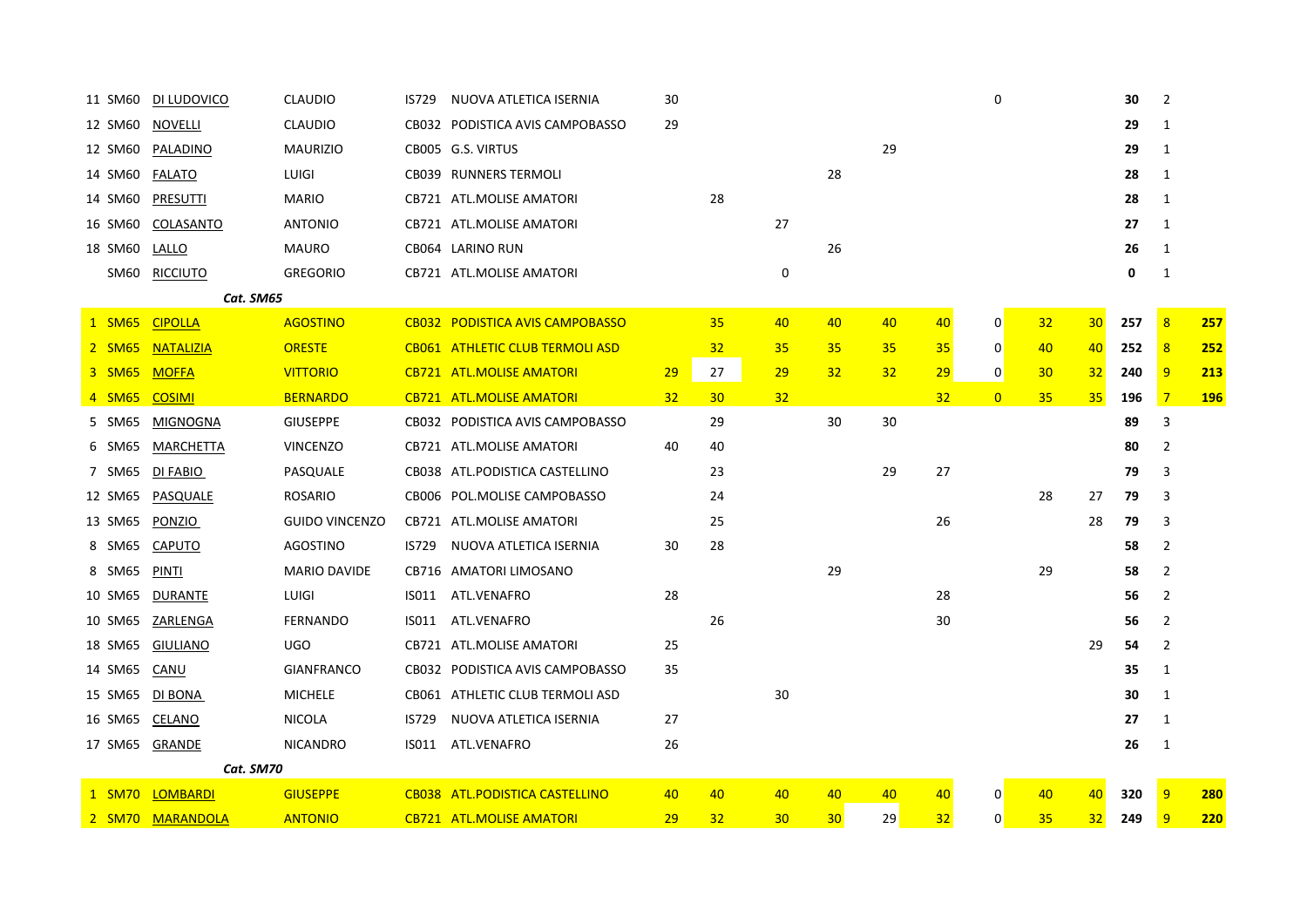| | | | | | | | | | | | | | | | | | |
|---|---|---|---|---|---|---|---|---|---|---|---|---|---|---|---|---|---|
| 11 | SM60 | DI LUDOVICO | CLAUDIO | IS729 | NUOVA ATLETICA ISERNIA | 30 | | | | | | 0 | | | **30** | 2 | |
| 12 | SM60 | NOVELLI | CLAUDIO | CB032 | PODISTICA AVIS CAMPOBASSO | 29 | | | | | | | | | **29** | 1 | |
| 12 | SM60 | PALADINO | MAURIZIO | CB005 | G.S. VIRTUS | | | | | 29 | | | | | **29** | 1 | |
| 14 | SM60 | FALATO | LUIGI | CB039 | RUNNERS TERMOLI | | | | 28 | | | | | | **28** | 1 | |
| 14 | SM60 | PRESUTTI | MARIO | CB721 | ATL.MOLISE AMATORI | | 28 | | | | | | | | **28** | 1 | |
| 16 | SM60 | COLASANTO | ANTONIO | CB721 | ATL.MOLISE AMATORI | | | 27 | | | | | | | **27** | 1 | |
| 18 | SM60 | LALLO | MAURO | CB064 | LARINO RUN | | | | 26 | | | | | | **26** | 1 | |
| | SM60 | RICCIUTO | GREGORIO | CB721 | ATL.MOLISE AMATORI | | | 0 | | | | | | | **0** | 1 | |
| | | ***Cat. SM65*** | | | | | | | | | | | | | | | |
| 1 | SM65 | CIPOLLA | AGOSTINO | CB032 | PODISTICA AVIS CAMPOBASSO | | 35 | 40 | 40 | 40 | 40 | 0 | 32 | 30 | **257** | 8 | **257** |
| 2 | SM65 | NATALIZIA | ORESTE | CB061 | ATHLETIC CLUB TERMOLI ASD | | 32 | 35 | 35 | 35 | 35 | 0 | 40 | 40 | **252** | 8 | **252** |
| 3 | SM65 | MOFFA | VITTORIO | CB721 | ATL.MOLISE AMATORI | 29 | 27 | 29 | 32 | 32 | 29 | 0 | 30 | 32 | **240** | 9 | **213** |
| 4 | SM65 | COSIMI | BERNARDO | CB721 | ATL.MOLISE AMATORI | 32 | 30 | 32 | | | 32 | 0 | 35 | 35 | **196** | 7 | **196** |
| 5 | SM65 | MIGNOGNA | GIUSEPPE | CB032 | PODISTICA AVIS CAMPOBASSO | | 29 | | 30 | 30 | | | | | **89** | 3 | |
| 6 | SM65 | MARCHETTA | VINCENZO | CB721 | ATL.MOLISE AMATORI | 40 | 40 | | | | | | | | **80** | 2 | |
| 7 | SM65 | DI FABIO | PASQUALE | CB038 | ATL.PODISTICA CASTELLINO | | 23 | | | 29 | 27 | | | | **79** | 3 | |
| 12 | SM65 | PASQUALE | ROSARIO | CB006 | POL.MOLISE CAMPOBASSO | | 24 | | | | | | 28 | 27 | **79** | 3 | |
| 13 | SM65 | PONZIO | GUIDO VINCENZO | CB721 | ATL.MOLISE AMATORI | | 25 | | | | 26 | | | 28 | **79** | 3 | |
| 8 | SM65 | CAPUTO | AGOSTINO | IS729 | NUOVA ATLETICA ISERNIA | 30 | 28 | | | | | | | | **58** | 2 | |
| 8 | SM65 | PINTI | MARIO DAVIDE | CB716 | AMATORI LIMOSANO | | | | 29 | | | | 29 | | **58** | 2 | |
| 10 | SM65 | DURANTE | LUIGI | IS011 | ATL.VENAFRO | 28 | | | | | 28 | | | | **56** | 2 | |
| 10 | SM65 | ZARLENGA | FERNANDO | IS011 | ATL.VENAFRO | | 26 | | | | 30 | | | | **56** | 2 | |
| 18 | SM65 | GIULIANO | UGO | CB721 | ATL.MOLISE AMATORI | 25 | | | | | | | | 29 | **54** | 2 | |
| 14 | SM65 | CANU | GIANFRANCO | CB032 | PODISTICA AVIS CAMPOBASSO | 35 | | | | | | | | | **35** | 1 | |
| 15 | SM65 | DI BONA | MICHELE | CB061 | ATHLETIC CLUB TERMOLI ASD | | | 30 | | | | | | | **30** | 1 | |
| 16 | SM65 | CELANO | NICOLA | IS729 | NUOVA ATLETICA ISERNIA | 27 | | | | | | | | | **27** | 1 | |
| 17 | SM65 | GRANDE | NICANDRO | IS011 | ATL.VENAFRO | 26 | | | | | | | | | **26** | 1 | |
| | | ***Cat. SM70*** | | | | | | | | | | | | | | | |
| 1 | SM70 | LOMBARDI | GIUSEPPE | CB038 | ATL.PODISTICA CASTELLINO | 40 | 40 | 40 | 40 | 40 | 40 | 0 | 40 | 40 | **320** | 9 | **280** |
| 2 | SM70 | MARANDOLA | ANTONIO | CB721 | ATL.MOLISE AMATORI | 29 | 32 | 30 | 30 | 29 | 32 | 0 | 35 | 32 | **249** | 9 | **220** |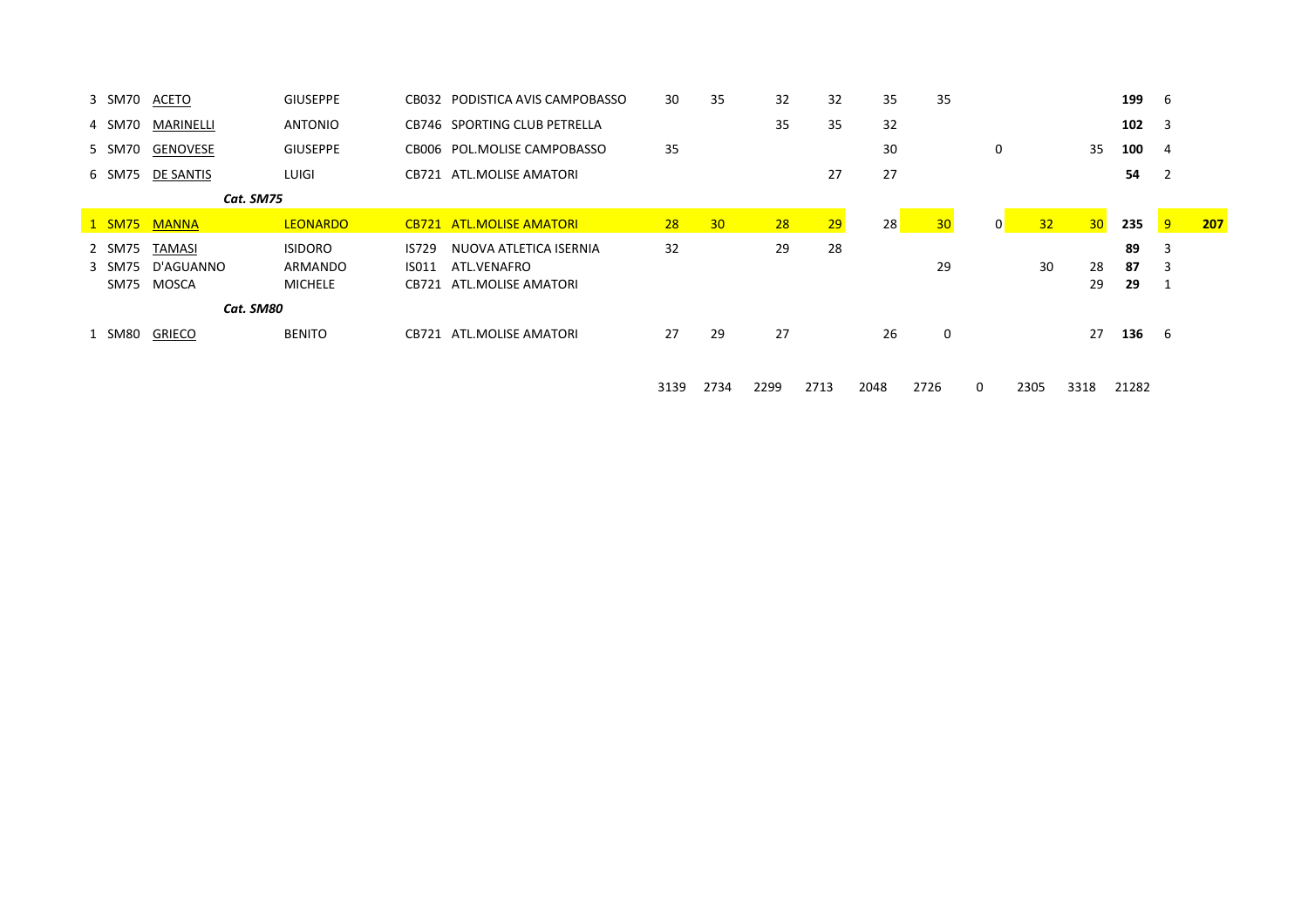| | | | | | | | | | | | | | | | | | |
|---|---|---|---|---|---|---|---|---|---|---|---|---|---|---|---|---|---|
| 3 | SM70 | ACETO | GIUSEPPE | CB032 | PODISTICA AVIS CAMPOBASSO | 30 | 35 | 32 | 32 | 35 | 35 | | | | **199** | 6 | |
| 4 | SM70 | MARINELLI | ANTONIO | CB746 | SPORTING CLUB PETRELLA | | | 35 | 35 | 32 | | | | | **102** | 3 | |
| 5 | SM70 | GENOVESE | GIUSEPPE | CB006 | POL.MOLISE CAMPOBASSO | 35 | | | | 30 | | 0 | | 35 | **100** | 4 | |
| 6 | SM75 | DE SANTIS | LUIGI | CB721 | ATL.MOLISE AMATORI | | | | 27 | 27 | | | | | **54** | 2 | |
| | | ***Cat. SM75*** | | | | | | | | | | | | | | | |
| 1 | SM75 | MANNA | LEONARDO | CB721 | ATL.MOLISE AMATORI | 28 | 30 | 28 | 29 | 28 | 30 | 0 | 32 | 30 | **235** | 9 | **207** |
| 2 | SM75 | TAMASI | ISIDORO | IS729 | NUOVA ATLETICA ISERNIA | 32 | | 29 | 28 | | | | | | **89** | 3 | |
| 3 | SM75 | D'AGUANNO | ARMANDO | IS011 | ATL.VENAFRO | | | | | | 29 | | 30 | 28 | **87** | 3 | |
| | SM75 | MOSCA | MICHELE | CB721 | ATL.MOLISE AMATORI | | | | | | | | | 29 | **29** | 1 | |
| | | ***Cat. SM80*** | | | | | | | | | | | | | | | |
| 1 | SM80 | GRIECO | BENITO | CB721 | ATL.MOLISE AMATORI | 27 | 29 | 27 | | 26 | 0 | | | 27 | **136** | 6 | |
| | | | | | | 3139 | 2734 | 2299 | 2713 | 2048 | 2726 | 0 | 2305 | 3318 | 21282 | | |